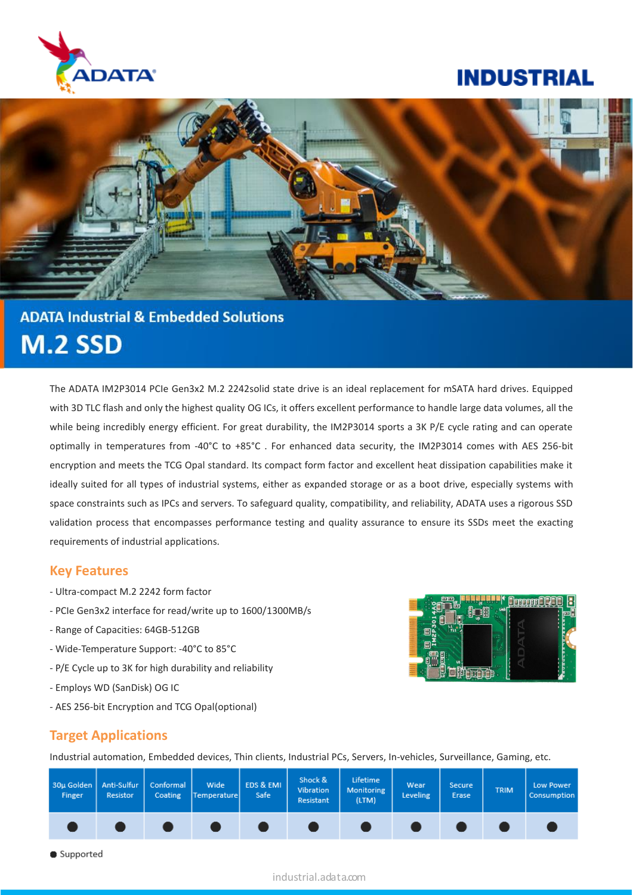# ADATA Industrial & Embedded Solutions

# M.2 SSD

The ADATA IM2P3014 PCIe Gen3x2 M.2 2242solid state drive is an ideal replacement for mSATA hard drives. Equipped with 3D TLC flash and only the highest quality OG ICs, it offers excellent performance to handle large data volumes, all the while being incredibly energy efficient. For great durability, the IM2P3014 sports a 3K P/E cycle rating and can operate optimally in temperatures from -40°C to +85°C . For enhanced data security, the IM2P3014 comes with AES 256-bit encryption and meets the TCG Opal standard. Its compact form factor and excellent heat dissipation capabilities make it ideally suited for all types of industrial systems, either as expanded storage or as a boot drive, especially systems with space constraints such as IPCs and servers. To safeguard quality, compatibility, and reliability, ADATA uses a rigorous SSD validation process that encompasses performance testing and quality assurance to ensure its SSDs meet the exacting requirements of industrial applications.

## Key Features

- Ultra-compact M.2 2242 form factor
- PCIe Gen3x2 interface for read/write up to 1600/1300MB/s
- Range of Capacities: 64GB-512GB
- Wide-Temperature Support: -40°C to 85°C
- P/E Cycle up to 3K for high durability and reliability
- Employs WD (SanDisk) OG IC
- AES 256-bit Encryption and TCG Opal(optional)

## Target Applications

Industrial automation, Embedded devices, Thin clients, Industrial PCs, Servers, In-vehicles, Surveillance, Gaming, etc.

| 30μ Golden Finger | Anti-Sulfur Resistor | Conformal Coating | Wide Temperature | EDS & EMI Safe | Shock & Vibration Resistant | Lifetime Monitoring (LTM) | Wear Leveling | Secure Erase | TRIM | Low Power Consumption |
|---|---|---|---|---|---|---|---|---|---|---|
| ● | ● | ● | ● | ● | ● | ● | ● | ● | ● | ● |

● Supported

industrial.adata.com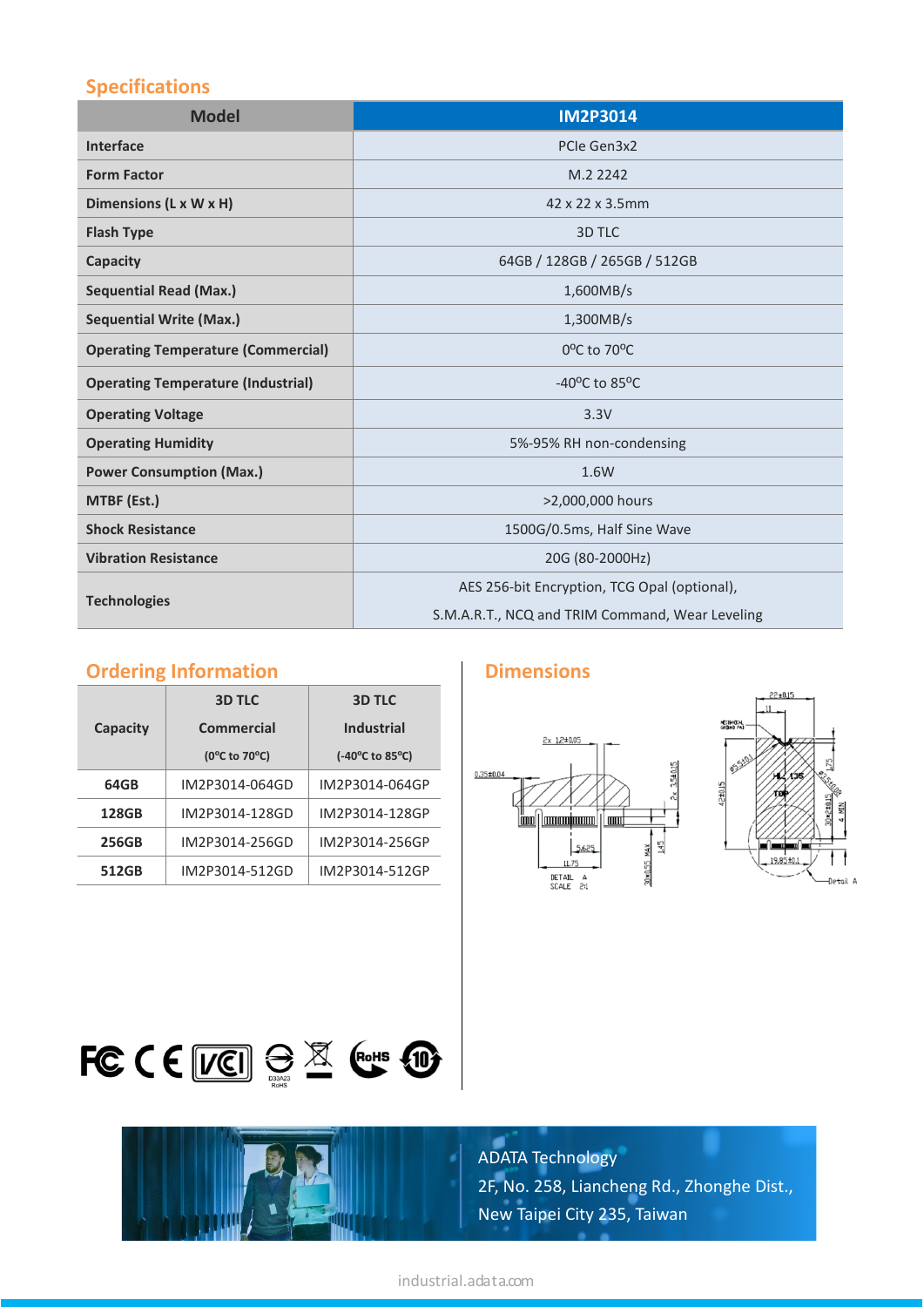## Specifications

| Model | IM2P3014 |
|---|---|
| Interface | PCIe Gen3x2 |
| Form Factor | M.2 2242 |
| Dimensions (L x W x H) | 42 x 22 x 3.5mm |
| Flash Type | 3D TLC |
| Capacity | 64GB / 128GB / 265GB / 512GB |
| Sequential Read (Max.) | 1,600MB/s |
| Sequential Write (Max.) | 1,300MB/s |
| Operating Temperature (Commercial) | 0ºC to 70ºC |
| Operating Temperature (Industrial) | -40ºC to 85ºC |
| Operating Voltage | 3.3V |
| Operating Humidity | 5%-95% RH non-condensing |
| Power Consumption (Max.) | 1.6W |
| MTBF (Est.) | >2,000,000 hours |
| Shock Resistance | 1500G/0.5ms, Half Sine Wave |
| Vibration Resistance | 20G (80-2000Hz) |
| Technologies | AES 256-bit Encryption, TCG Opal (optional), S.M.A.R.T., NCQ and TRIM Command, Wear Leveling |

## Ordering Information

| Capacity | 3D TLC Commercial (0ºC to 70ºC) | 3D TLC Industrial (-40ºC to 85ºC) |
|---|---|---|
| 64GB | IM2P3014-064GD | IM2P3014-064GP |
| 128GB | IM2P3014-128GD | IM2P3014-128GP |
| 256GB | IM2P3014-256GD | IM2P3014-256GP |
| 512GB | IM2P3014-512GD | IM2P3014-512GP |

## Dimensions

DETAIL A
SCALE 2:1

Detail A

ADATA Technology
2F, No. 258, Liancheng Rd., Zhonghe Dist.,
New Taipei City 235, Taiwan

industrial.adata.com